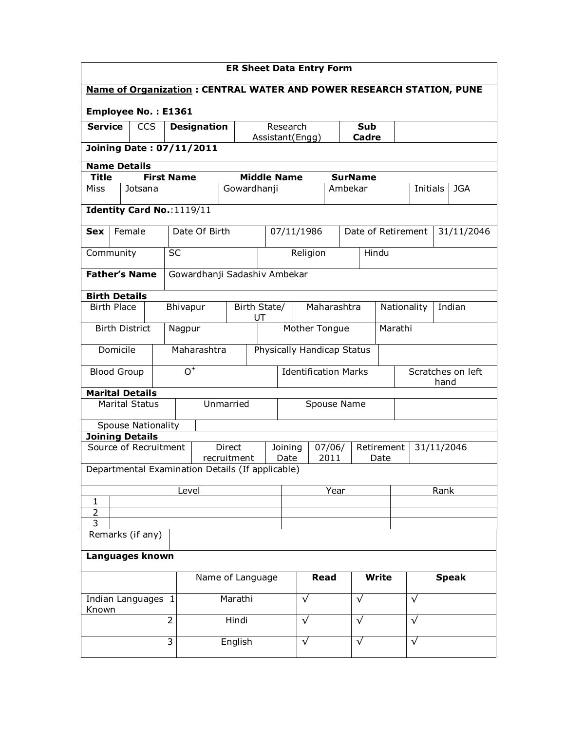## ER Sheet Data Entry Form

**Name of Organization : CENTRAL WATER AND POWER RESEARCH STATION, PUNE**

**Employee No. : E1361**

| **Service** | CCS | **Designation** | Research Assistant(Engg) | **Sub Cadre** | |
|---|---|---|---|---|---|

**Joining Date : 07/11/2011**

**Name Details**

| **Title** | **First Name** | **Middle Name** | **SurName** | | |
|---|---|---|---|---|---|
| Miss | Jotsana | Gowardhanji | Ambekar | Initials | JGA |

**Identity Card No.**:1119/11

| **Sex** | Female | Date Of Birth | 07/11/1986 | Date of Retirement | 31/11/2046 |
|---|---|---|---|---|---|

| Community | SC | Religion | Hindu |
|---|---|---|---|

| **Father's Name** | Gowardhanji Sadashiv Ambekar |
|---|---|

**Birth Details**

| Birth Place | Bhivapur | Birth State/ UT | Maharashtra | Nationality | Indian |
|---|---|---|---|---|---|

| Birth District | Nagpur | Mother Tongue | Marathi |
|---|---|---|---|

| Domicile | Maharashtra | Physically Handicap Status | |
|---|---|---|---|

| Blood Group | $O^{+}$ | Identification Marks | Scratches on left hand |
|---|---|---|---|

**Marital Details**

| Marital Status | Unmarried | Spouse Name | |
|---|---|---|---|
| Spouse Nationality | | | |

**Joining Details**

| Source of Recruitment | Direct recruitment | Joining Date | 07/06/ 2011 | Retirement Date | 31/11/2046 |
|---|---|---|---|---|---|

Departmental Examination Details (If applicable)

| | Level | Year | Rank |
|---|---|---|---|
| 1 | | | |
| 2 | | | |
| 3 | | | |

| Remarks (if any) | |
|---|---|

**Languages known**

| | Name of Language | **Read** | **Write** | **Speak** |
|---|---|---|---|---|
| Indian Languages Known 1 | Marathi | √ | √ | √ |
| 2 | Hindi | √ | √ | √ |
| 3 | English | √ | √ | √ |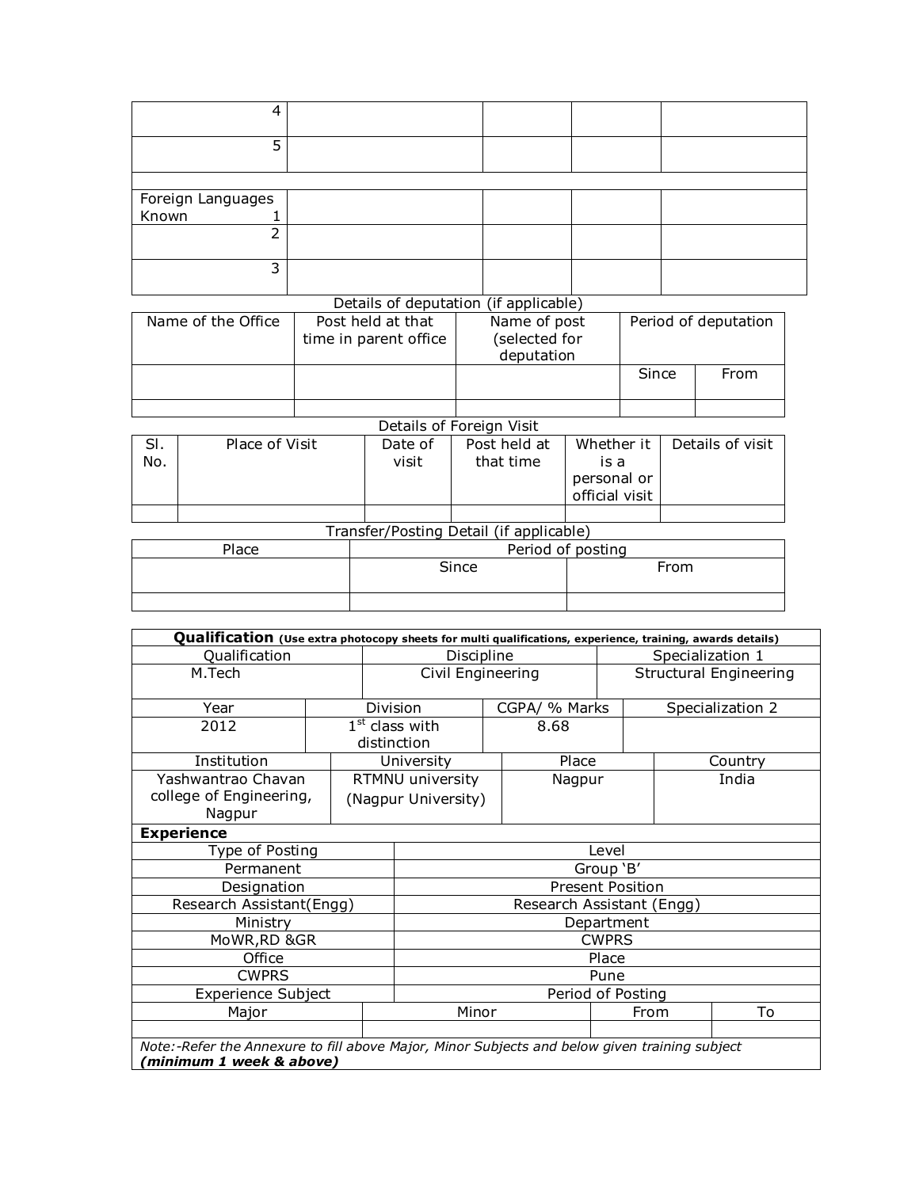| | | | | |
|---|---|---|---|---|
| 4 | | | | |
| 5 | | | | |
| | | | | |
| Foreign Languages Known 1 | | | | |
| 2 | | | | |
| 3 | | | | |

Details of deputation (if applicable)

| Name of the Office | Post held at that time in parent office | Name of post (selected for deputation | Period of deputation | |
|---|---|---|---|---|
| | | | Since | From |
| | | | | |

Details of Foreign Visit

| Sl. No. | Place of Visit | Date of visit | Post held at that time | Whether it is a personal or official visit | Details of visit |
|---|---|---|---|---|---|
| | | | | | |

Transfer/Posting Detail (if applicable)

| Place | Period of posting | |
|---|---|---|
| | Since | From |
| | | |

**Qualification** **(Use extra photocopy sheets for multi qualifications, experience, training, awards details)**

| Qualification | Discipline | Specialization 1 |
|---|---|---|
| M.Tech | Civil Engineering | Structural Engineering |

| Year | Division | CGPA/ % Marks | Specialization 2 |
|---|---|---|---|
| 2012 | 1st class with distinction | 8.68 | |

| Institution | University | Place | Country |
|---|---|---|---|
| Yashwantrao Chavan college of Engineering, Nagpur | RTMNU university (Nagpur University) | Nagpur | India |

**Experience**

| Type of Posting | Level |
|---|---|
| Permanent | Group 'B' |
| Designation | Present Position |
| Research Assistant(Engg) | Research Assistant (Engg) |
| Ministry | Department |
| MoWR,RD &GR | CWPRS |
| Office | Place |
| CWPRS | Pune |
| Experience Subject | Period of Posting |

| Major | Minor | From | To |
|---|---|---|---|
| | | | |

*Note:-Refer the Annexure to fill above Major, Minor Subjects and below given training subject* ***(minimum 1 week & above)***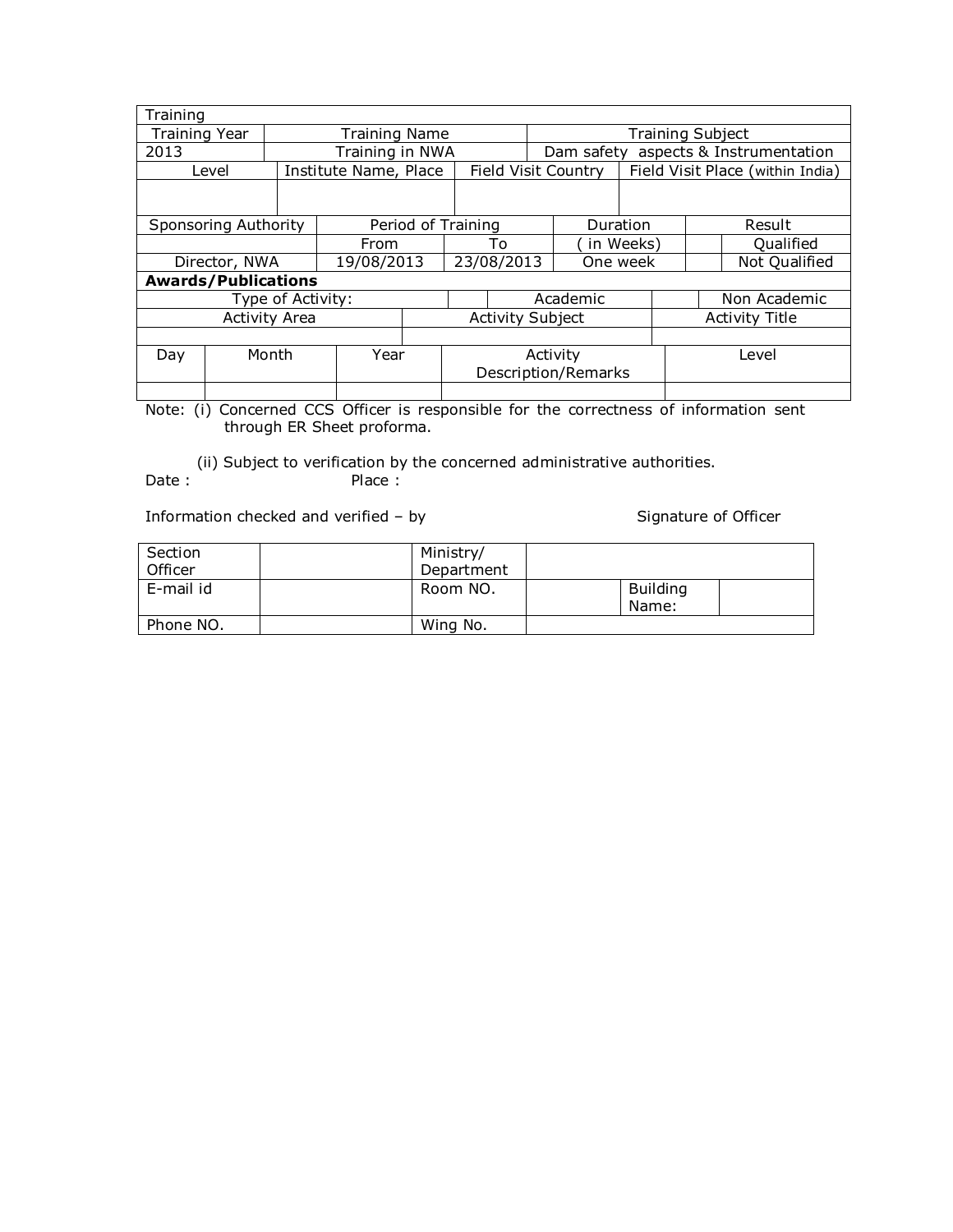| Training | | | |
|---|---|---|---|
| Training Year | Training Name | Training Subject | |
| 2013 | Training in NWA | Dam safety aspects & Instrumentation | |
| Level | Institute Name, Place | Field Visit Country | Field Visit Place (within India) |
| | | | |

| Sponsoring Authority | Period of Training | | Duration | Result | |
|---|---|---|---|---|---|
| | From | To | ( in Weeks) | | Qualified |
| Director, NWA | 19/08/2013 | 23/08/2013 | One week | | Not Qualified |

**Awards/Publications**

| Type of Activity: | | Academic | | Non Academic |
|---|---|---|---|---|
| Activity Area | Activity Subject | | Activity Title | |
| | | | | |

| Day | Month | Year | Activity Description/Remarks | Level |
|---|---|---|---|---|
| | | | | |

Note: (i) Concerned CCS Officer is responsible for the correctness of information sent through ER Sheet proforma.

(ii) Subject to verification by the concerned administrative authorities.

Date : Place :

Information checked and verified – by Signature of Officer

| Section Officer | | Ministry/ Department | | |
|---|---|---|---|---|
| E-mail id | | Room NO. | | Building Name: |
| Phone NO. | | Wing No. | | |